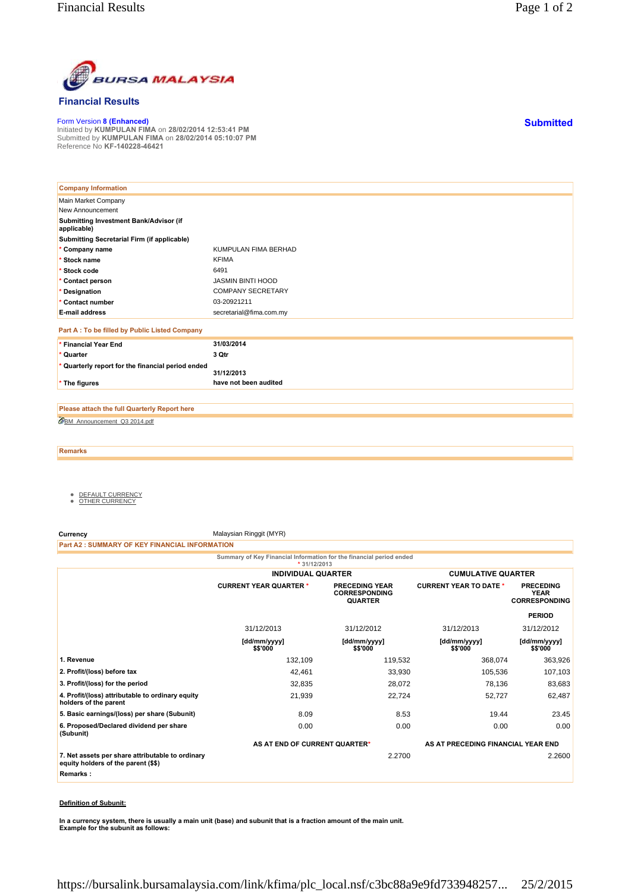# Financial Results

Form Version 8 (Enhanced)
Initiated by **KUMPULAN FIMA** on **28/02/2014 12:53:41 PM**
Submitted by **KUMPULAN FIMA** on **28/02/2014 05:10:07 PM**
Reference No **KF-140228-46421**

**Submitted**

| Company Information | |
|---|---|
| Main Market Company | |
| New Announcement | |
| **Submitting Investment Bank/Advisor (if applicable)** | |
| **Submitting Secretarial Firm (if applicable)** | |
| * **Company name** | KUMPULAN FIMA BERHAD |
| * **Stock name** | KFIMA |
| * **Stock code** | 6491 |
| * **Contact person** | JASMIN BINTI HOOD |
| * **Designation** | COMPANY SECRETARY |
| * **Contact number** | 03-20921211 |
| **E-mail address** | secretarial@fima.com.my |

**Part A : To be filled by Public Listed Company**

| | |
|---|---|
| * **Financial Year End** | **31/03/2014** |
| * **Quarter** | **3 Qtr** |
| * **Quarterly report for the financial period ended** | **31/12/2013** |
| * **The figures** | **have not been audited** |

**Please attach the full Quarterly Report here**

BM_Announcement_Q3 2014.pdf

**Remarks**

- DEFAULT CURRENCY
- OTHER CURRENCY

**Currency** Malaysian Ringgit (MYR)

**Part A2 : SUMMARY OF KEY FINANCIAL INFORMATION**

Summary of Key Financial Information for the financial period ended
* 31/12/2013

| | INDIVIDUAL QUARTER | | CUMULATIVE QUARTER | |
|---|---|---|---|---|
| | CURRENT YEAR QUARTER * | PRECEDING YEAR CORRESPONDING QUARTER | CURRENT YEAR TO DATE * | PRECEDING YEAR CORRESPONDING PERIOD |
| | 31/12/2013 | 31/12/2012 | 31/12/2013 | 31/12/2012 |
| | [dd/mm/yyyy] $$'000 | [dd/mm/yyyy] $$'000 | [dd/mm/yyyy] $$'000 | [dd/mm/yyyy] $$'000 |
| 1. Revenue | 132,109 | 119,532 | 368,074 | 363,926 |
| 2. Profit/(loss) before tax | 42,461 | 33,930 | 105,536 | 107,103 |
| 3. Profit/(loss) for the period | 32,835 | 28,072 | 78,136 | 83,683 |
| 4. Profit/(loss) attributable to ordinary equity holders of the parent | 21,939 | 22,724 | 52,727 | 62,487 |
| 5. Basic earnings/(loss) per share (Subunit) | 8.09 | 8.53 | 19.44 | 23.45 |
| 6. Proposed/Declared dividend per share (Subunit) | 0.00 | 0.00 | 0.00 | 0.00 |
| | AS AT END OF CURRENT QUARTER* | | AS AT PRECEDING FINANCIAL YEAR END | |
| 7. Net assets per share attributable to ordinary equity holders of the parent ($$) | | 2.2700 | | 2.2600 |

**Remarks :**

**Definition of Subunit:**

**In a currency system, there is usually a main unit (base) and subunit that is a fraction amount of the main unit. Example for the subunit as follows:**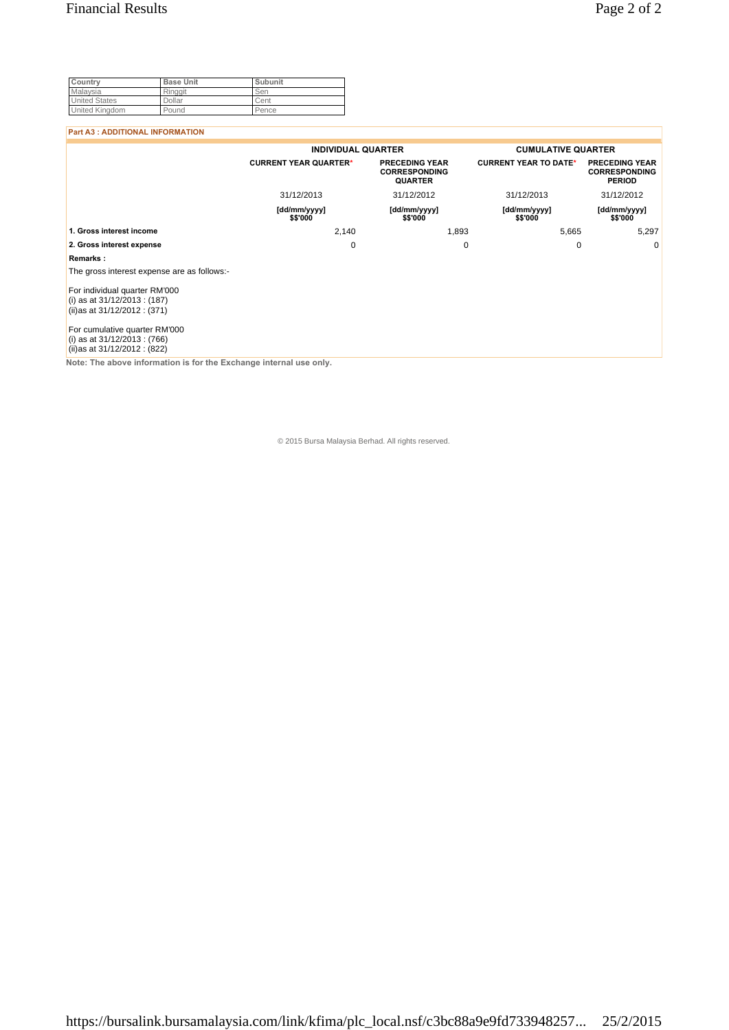| Country | Base Unit | Subunit |
|---|---|---|
| Malaysia | Ringgit | Sen |
| United States | Dollar | Cent |
| United Kingdom | Pound | Pence |

**Part A3 : ADDITIONAL INFORMATION**

| | INDIVIDUAL QUARTER | | CUMULATIVE QUARTER | |
|---|---|---|---|---|
| | CURRENT YEAR QUARTER* | PRECEDING YEAR CORRESPONDING QUARTER | CURRENT YEAR TO DATE* | PRECEDING YEAR CORRESPONDING PERIOD |
| | 31/12/2013 | 31/12/2012 | 31/12/2013 | 31/12/2012 |
| | [dd/mm/yyyy] $$'000 | [dd/mm/yyyy] $$'000 | [dd/mm/yyyy] $$'000 | [dd/mm/yyyy] $$'000 |
| **1. Gross interest income** | 2,140 | 1,893 | 5,665 | 5,297 |
| **2. Gross interest expense** | 0 | 0 | 0 | 0 |

**Remarks :**

The gross interest expense are as follows:-

For individual quarter RM'000
(i) as at 31/12/2013 : (187)
(ii)as at 31/12/2012 : (371)

For cumulative quarter RM'000
(i) as at 31/12/2013 : (766)
(ii)as at 31/12/2012 : (822)

**Note: The above information is for the Exchange internal use only.**

© 2015 Bursa Malaysia Berhad. All rights reserved.